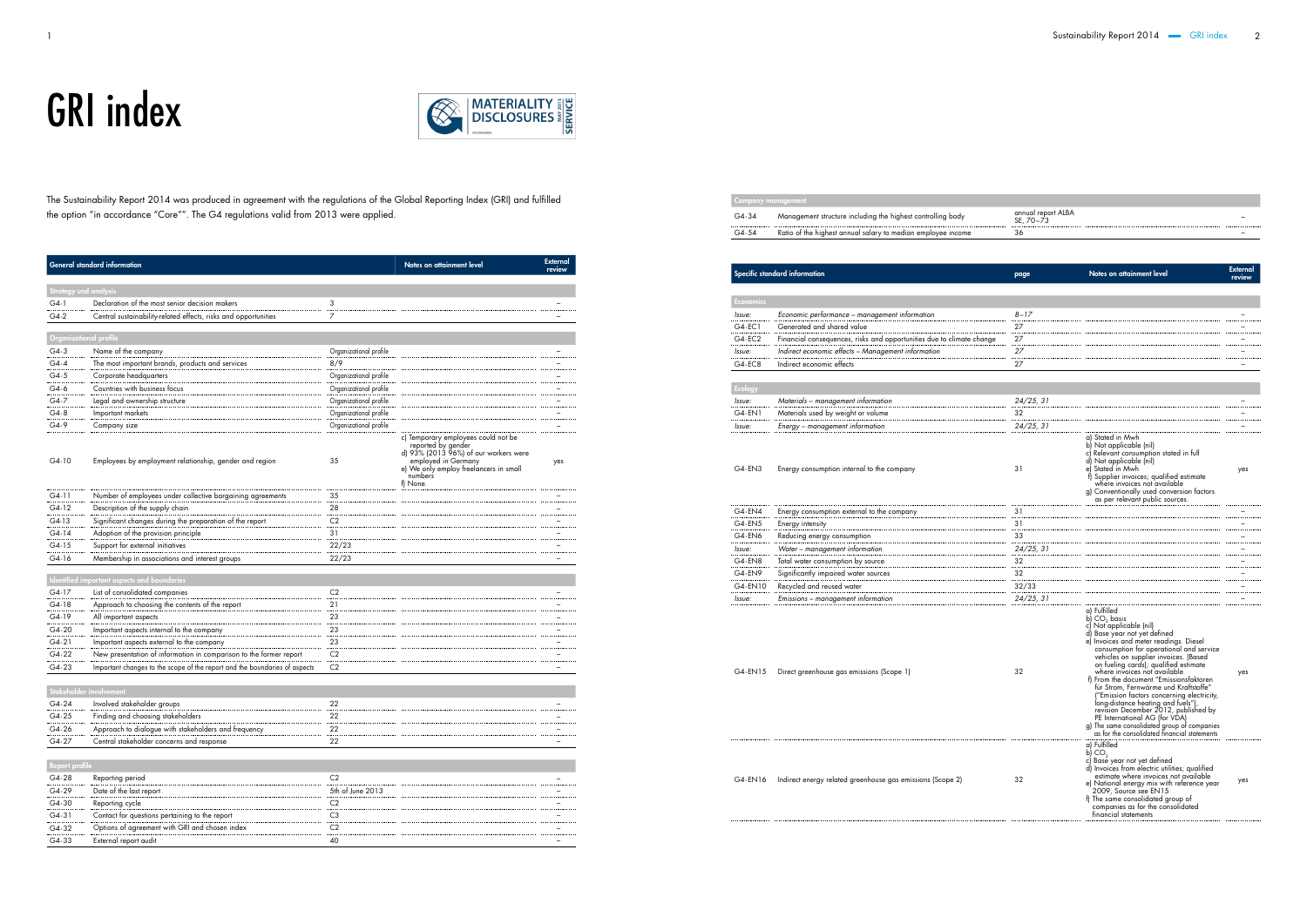# GRI index

MATERIALITY DISCLOSURES SERVICE

The Sustainability Report 2014 was produced in agreement with the regulations of the Global Reporting Index (GRI) and fulfilled the option "in accordance "Core"". The G4 regulations valid from 2013 were applied.

| General standard information | | | Notes on attainment level | External review |
|---|---|---|---|---|
| **Strategy und analysis** | | | | |
| G4-1 | Declaration of the most senior decision makers | 3 | | – |
| G4-2 | Central sustainability-related effects, risks and opportunities | 7 | | – |
| **Organizational profile** | | | | |
| G4-3 | Name of the company | Organizational profile | | – |
| G4-4 | The most important brands, products and services | 8/9 | | – |
| G4-5 | Corporate headquarters | Organizational profile | | – |
| G4-6 | Countries with business focus | Organizational profile | | – |
| G4-7 | Legal and ownership structure | Organizational profile | | – |
| G4-8 | Important markets | Organizational profile | | – |
| G4-9 | Company size | Organizational profile | | – |
| G4-10 | Employees by employment relationship, gender and region | 35 | c) Temporary employees could not be reported by gender d) 93% (2013 96%) of our workers were employed in Germany e) We only employ freelancers in small numbers f) None. | yes |
| G4-11 | Number of employees under collective bargaining agreements | 35 | | – |
| G4-12 | Description of the supply chain | 28 | | – |
| G4-13 | Significant changes during the preparation of the report | C2 | | – |
| G4-14 | Adoption of the provision principle | 31 | | – |
| G4-15 | Support for external initiatives | 22/23 | | – |
| G4-16 | Membership in associations and interest groups | 22/23 | | – |
| **Identified important aspects and boundaries** | | | | |
| G4-17 | List of consolidated companies | C2 | | – |
| G4-18 | Approach to choosing the contents of the report | 21 | | – |
| G4-19 | All important aspects | 23 | | – |
| G4-20 | Important aspects internal to the company | 23 | | – |
| G4-21 | Important aspects external to the company | 23 | | – |
| G4-22 | New presentation of information in comparison to the former report | C2 | | – |
| G4-23 | Important changes to the scope of the report and the boundaries of aspects | C2 | | – |
| **Stakeholder involvement** | | | | |
| G4-24 | Involved stakeholder groups | 22 | | – |
| G4-25 | Finding and choosing stakeholders | 22 | | – |
| G4-26 | Approach to dialogue with stakeholders and frequency | 22 | | – |
| G4-27 | Central stakeholder concerns and response | 22 | | – |
| **Report profile** | | | | |
| G4-28 | Reporting period | C2 | | – |
| G4-29 | Date of the last report | 5th of June 2013 | | – |
| G4-30 | Reporting cycle | C2 | | – |
| G4-31 | Contact for questions pertaining to the report | C3 | | – |
| G4-32 | Options of agreement with GRI and chosen index | C2 | | – |
| G4-33 | External report audit | 40 | | – |
| **Company management** | | | | |
| G4-34 | Management structure including the highest controlling body | annual report ALBA SE, 70–73 | | – |
| G4-54 | Ratio of the highest annual salary to median employee income | 36 | | – |

| Specific standard information | | page | Notes on attainment level | External review |
|---|---|---|---|---|
| **Economics** | | | | |
| *Issue:* | *Economic performance – management information* | *8–17* | | – |
| G4-EC1 | Generated and shared value | 27 | | – |
| G4-EC2 | Financial consequences, risks and opportunities due to climate change | 27 | | – |
| *Issue:* | *Indirect economic effects – Management information* | *27* | | – |
| G4-EC8 | Indirect economic effects | 27 | | – |
| **Ecology** | | | | |
| *Issue:* | *Materials – management information* | *24/25, 31* | | – |
| G4-EN1 | Materials used by weight or volume | 32 | | – |
| *Issue:* | *Energy – management information* | *24/25, 31* | | – |
| G4-EN3 | Energy consumption internal to the company | 31 | a) Stated in Mwh b) Not applicable (nil) c) Relevant consumption stated in full d) Not applicable (nil) e) Stated in Mwh f) Supplier invoices; qualified estimate where invoices not available g) Conventionally used conversion factors as per relevant public sources. | yes |
| G4-EN4 | Energy consumption external to the company | 31 | | – |
| G4-EN5 | Energy intensity | 31 | | – |
| G4-EN6 | Reducing energy consumption | 33 | | – |
| *Issue:* | *Water – management information* | *24/25, 31* | | – |
| G4-EN8 | Total water consumption by source | 32 | | – |
| G4-EN9 | Significantly impaired water sources | 32 | | – |
| G4-EN10 | Recycled and reused water | 32/33 | | – |
| *Issue:* | *Emissions – management information* | *24/25, 31* | | – |
| G4-EN15 | Direct greenhouse gas emissions (Scope 1) | 32 | a) Fulfilled b) $CO_2$ basis c) Not applicable (nil) d) Base year not yet defined e) Invoices and meter readings. Diesel consumption for operational and service vehicles on supplier invoices. (Based on fueling cards); qualified estimate where invoices not available f) From the document "Emissionsfaktoren für Strom, Fernwärme und Kraftstoffe" ("Emission factors concerning electricity, long-distance heating and fuels"), revision December 2012, published by PE International AG (for VDA) g) The same consolidated group of companies as for the consolidated financial statements | yes |
| G4-EN16 | Indirect energy related greenhouse gas emissions (Scope 2) | 32 | a) Fulfilled b) $CO_2$ c) Base year not yet defined d) Invoices from electric utilities; qualified estimate where invoices not available e) National energy mix with reference year 2009, Source see EN15 f) The same consolidated group of companies as for the consolidated financial statements | yes |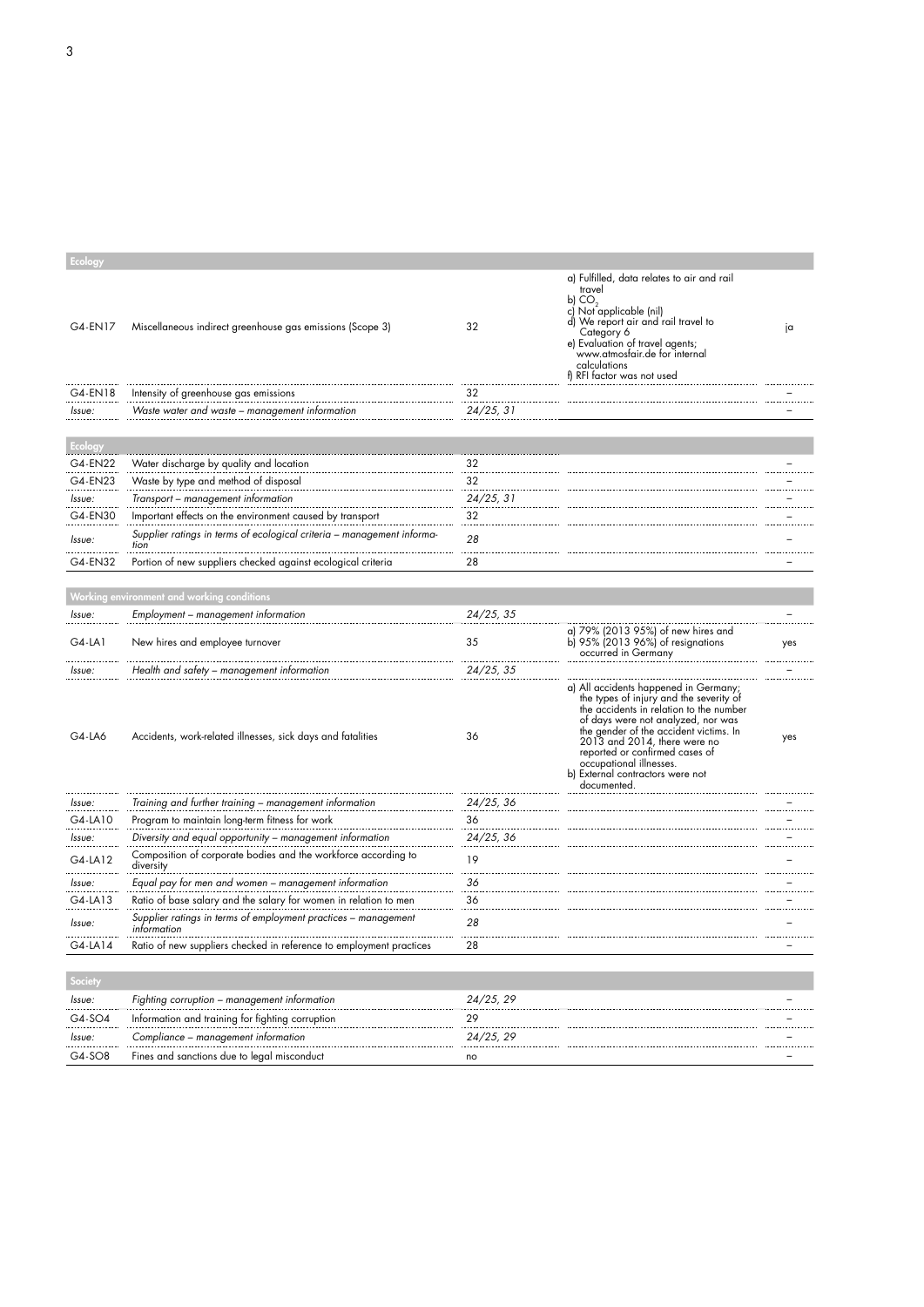| Ecology | | | | |
|---|---|---|---|---|
| G4-EN17 | Miscellaneous indirect greenhouse gas emissions (Scope 3) | 32 | a) Fulfilled, data relates to air and rail travel<br>b) $CO_2$<br>c) Not applicable (nil)<br>d) We report air and rail travel to Category 6<br>e) Evaluation of travel agents; www.atmosfair.de for internal calculations<br>f) RFI factor was not used | ja |
| G4-EN18 | Intensity of greenhouse gas emissions | 32 | | – |
| *Issue:* | *Waste water and waste – management information* | *24/25, 31* | | – |

| Ecology | | | | |
|---|---|---|---|---|
| G4-EN22 | Water discharge by quality and location | 32 | | – |
| G4-EN23 | Waste by type and method of disposal | 32 | | – |
| *Issue:* | *Transport – management information* | *24/25, 31* | | – |
| G4-EN30 | Important effects on the environment caused by transport | 32 | | – |
| *Issue:* | *Supplier ratings in terms of ecological criteria – management information* | *28* | | – |
| G4-EN32 | Portion of new suppliers checked against ecological criteria | 28 | | – |

| Working environment and working conditions | | | | |
|---|---|---|---|---|
| *Issue:* | *Employment – management information* | *24/25, 35* | | – |
| G4-LA1 | New hires and employee turnover | 35 | a) 79% (2013 95%) of new hires and<br>b) 95% (2013 96%) of resignations occurred in Germany | yes |
| *Issue:* | *Health and safety – management information* | *24/25, 35* | | – |
| G4-LA6 | Accidents, work-related illnesses, sick days and fatalities | 36 | a) All accidents happened in Germany; the types of injury and the severity of the accidents in relation to the number of days were not analyzed, nor was the gender of the accident victims. In 2013 and 2014, there were no reported or confirmed cases of occupational illnesses.<br>b) External contractors were not documented. | yes |
| *Issue:* | *Training and further training – management information* | *24/25, 36* | | – |
| G4-LA10 | Program to maintain long-term fitness for work | 36 | | – |
| *Issue:* | *Diversity and equal opportunity – management information* | *24/25, 36* | | – |
| G4-LA12 | Composition of corporate bodies and the workforce according to diversity | 19 | | – |
| *Issue:* | *Equal pay for men and women – management information* | *36* | | – |
| G4-LA13 | Ratio of base salary and the salary for women in relation to men | 36 | | – |
| *Issue:* | *Supplier ratings in terms of employment practices – management information* | *28* | | – |
| G4-LA14 | Ratio of new suppliers checked in reference to employment practices | 28 | | – |

| Society | | | | |
|---|---|---|---|---|
| *Issue:* | *Fighting corruption – management information* | *24/25, 29* | | – |
| G4-SO4 | Information and training for fighting corruption | 29 | | – |
| *Issue:* | *Compliance – management information* | *24/25, 29* | | – |
| G4-SO8 | Fines and sanctions due to legal misconduct | no | | – |